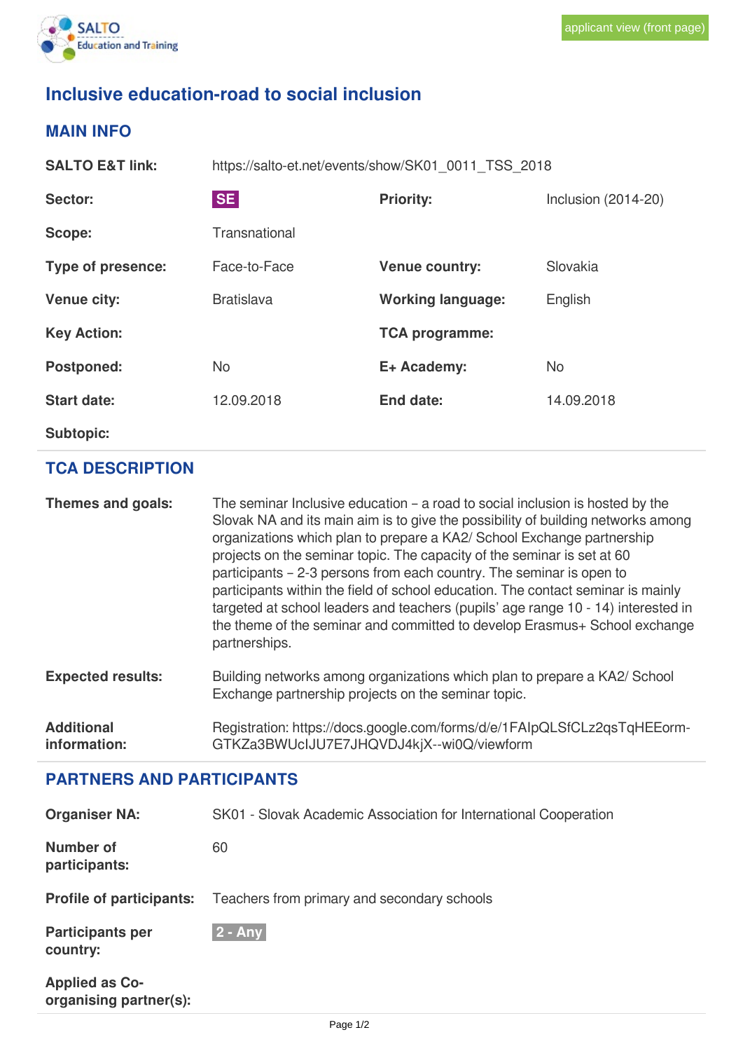applicant view (front page)

# Inclusive education-road to social inclusion

## MAIN INFO

| | | | |
|---|---|---|---|
| **SALTO E&T link:** | https://salto-et.net/events/show/SK01_0011_TSS_2018 | | |
| **Sector:** | SE | **Priority:** | Inclusion (2014-20) |
| **Scope:** | Transnational | | |
| **Type of presence:** | Face-to-Face | **Venue country:** | Slovakia |
| **Venue city:** | Bratislava | **Working language:** | English |
| **Key Action:** | | **TCA programme:** | |
| **Postponed:** | No | **E+ Academy:** | No |
| **Start date:** | 12.09.2018 | **End date:** | 14.09.2018 |
| **Subtopic:** | | | |

## TCA DESCRIPTION

**Themes and goals:** The seminar Inclusive education – a road to social inclusion is hosted by the Slovak NA and its main aim is to give the possibility of building networks among organizations which plan to prepare a KA2/ School Exchange partnership projects on the seminar topic. The capacity of the seminar is set at 60 participants – 2-3 persons from each country. The seminar is open to participants within the field of school education. The contact seminar is mainly targeted at school leaders and teachers (pupils' age range 10 - 14) interested in the theme of the seminar and committed to develop Erasmus+ School exchange partnerships.

**Expected results:** Building networks among organizations which plan to prepare a KA2/ School Exchange partnership projects on the seminar topic.

**Additional information:** Registration: https://docs.google.com/forms/d/e/1FAIpQLSfCLz2qsTqHEEorm-GTKZa3BWUcIJU7E7JHQVDJ4kjX--wi0Q/viewform

## PARTNERS AND PARTICIPANTS

**Organiser NA:** SK01 - Slovak Academic Association for International Cooperation

**Number of participants:** 60

**Profile of participants:** Teachers from primary and secondary schools

**Participants per country:** 2 - Any

**Applied as Co-organising partner(s):**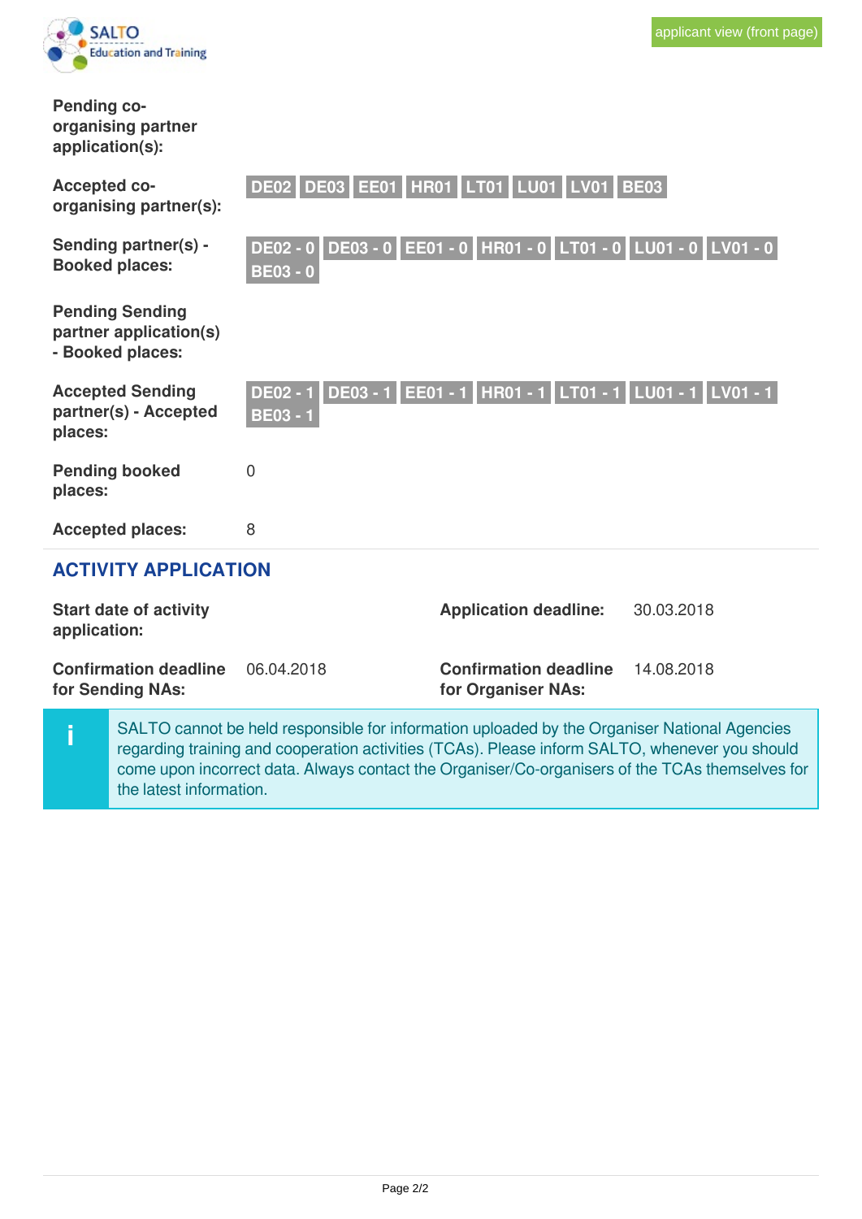applicant view (front page)

**Pending co-organising partner application(s):**

**Accepted co-organising partner(s):** DE02 DE03 EE01 HR01 LT01 LU01 LV01 BE03

**Sending partner(s) - Booked places:** DE02 - 0 DE03 - 0 EE01 - 0 HR01 - 0 LT01 - 0 LU01 - 0 LV01 - 0 BE03 - 0

**Pending Sending partner application(s) - Booked places:**

**Accepted Sending partner(s) - Accepted places:** DE02 - 1 DE03 - 1 EE01 - 1 HR01 - 1 LT01 - 1 LU01 - 1 LV01 - 1 BE03 - 1

**Pending booked places:** 0

**Accepted places:** 8

## ACTIVITY APPLICATION

| | | | |
|---|---|---|---|
| **Start date of activity application:** | | **Application deadline:** | 30.03.2018 |
| **Confirmation deadline for Sending NAs:** | 06.04.2018 | **Confirmation deadline for Organiser NAs:** | 14.08.2018 |

i SALTO cannot be held responsible for information uploaded by the Organiser National Agencies regarding training and cooperation activities (TCAs). Please inform SALTO, whenever you should come upon incorrect data. Always contact the Organiser/Co-organisers of the TCAs themselves for the latest information.